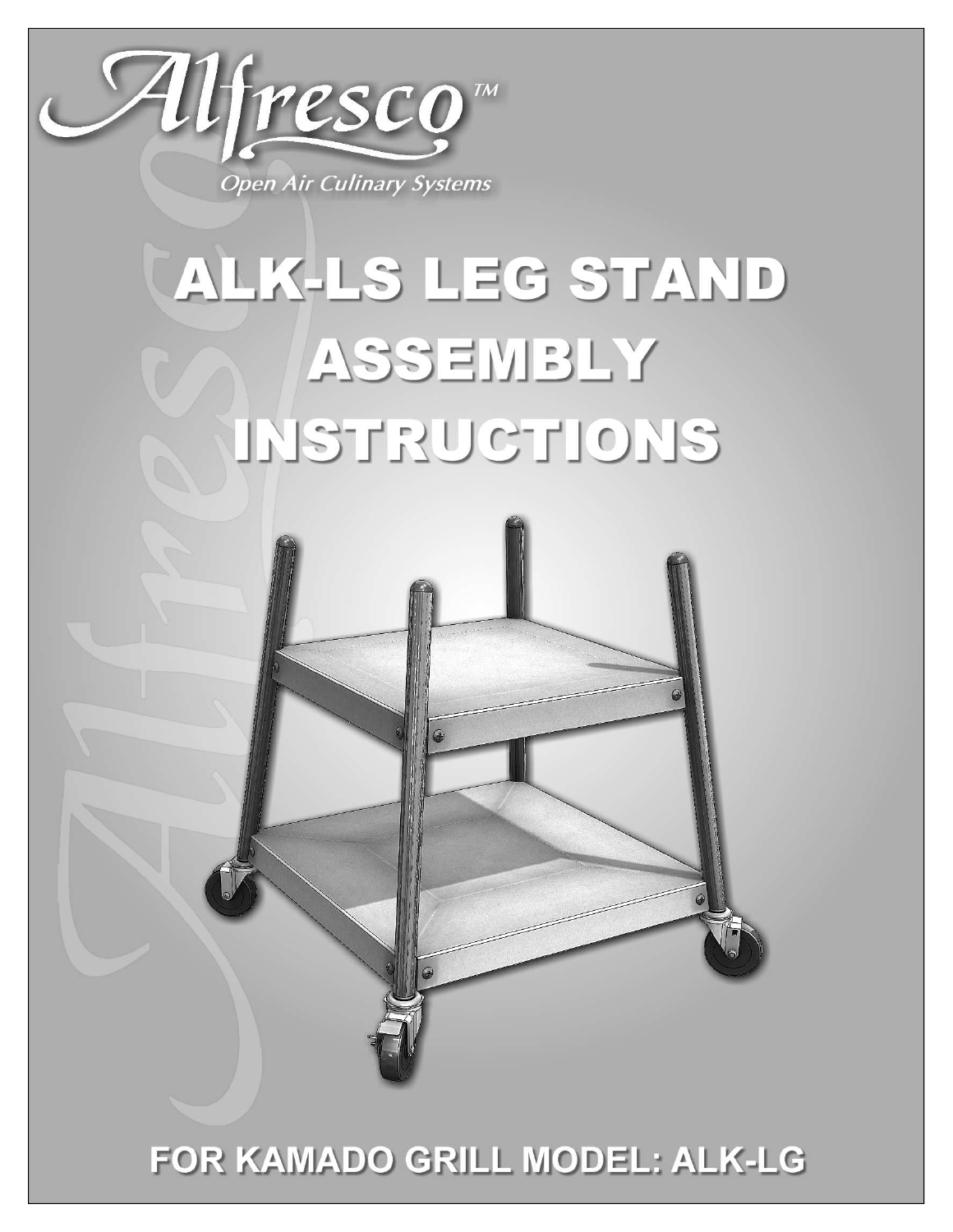Alfresco™

*Open Air Culinary Systems*

# ALK-LS LEG STAND ASSEMBLY INSTRUCTIONS

## FOR KAMADO GRILL MODEL: ALK-LG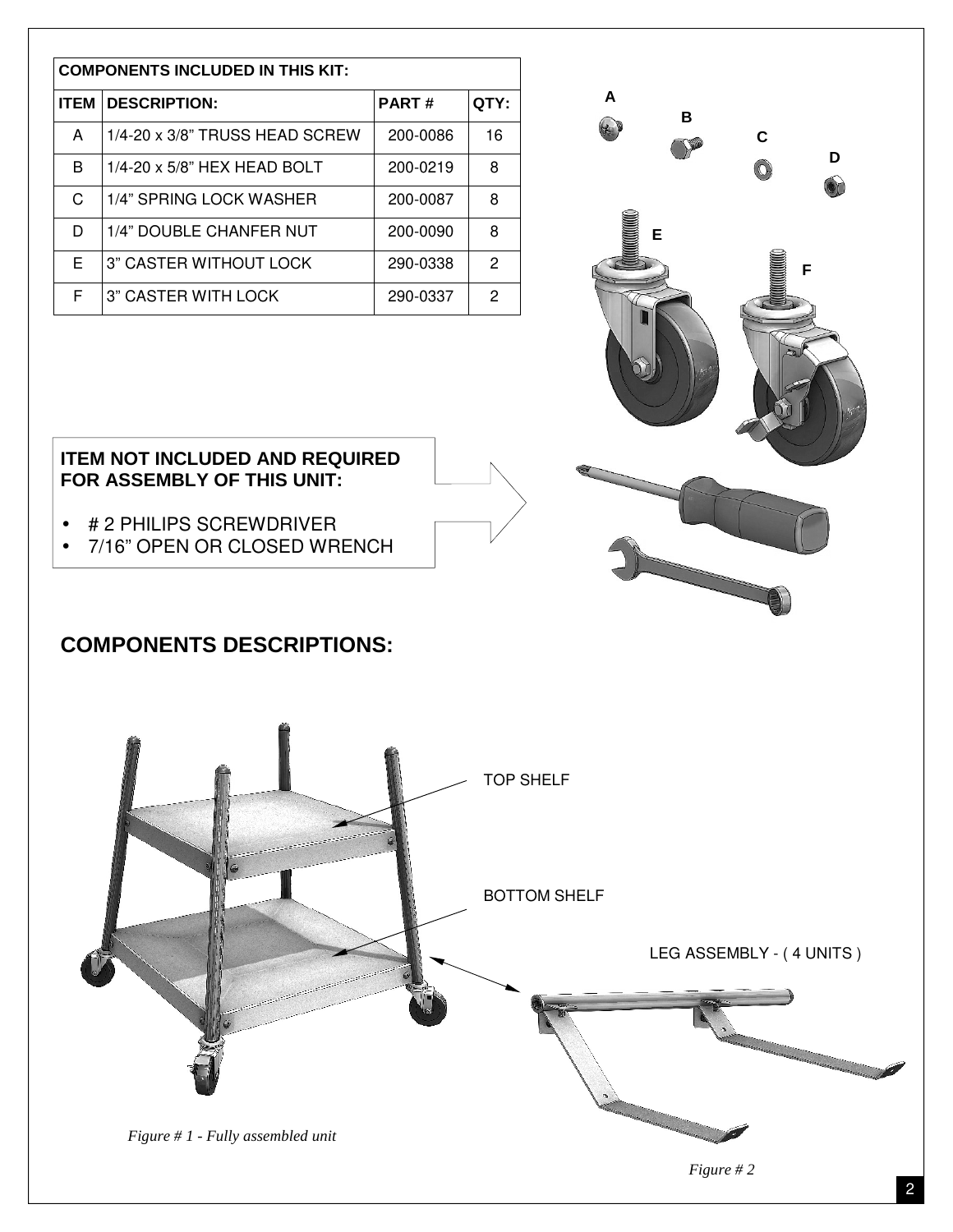| COMPONENTS INCLUDED IN THIS KIT: | | | |
|---|---|---|---|
| ITEM | DESCRIPTION: | PART # | QTY: |
| A | 1/4-20 x 3/8" TRUSS HEAD SCREW | 200-0086 | 16 |
| B | 1/4-20 x 5/8" HEX HEAD BOLT | 200-0219 | 8 |
| C | 1/4" SPRING LOCK WASHER | 200-0087 | 8 |
| D | 1/4" DOUBLE CHANFER NUT | 200-0090 | 8 |
| E | 3" CASTER WITHOUT LOCK | 290-0338 | 2 |
| F | 3" CASTER WITH LOCK | 290-0337 | 2 |

A B C D E F

**ITEM NOT INCLUDED AND REQUIRED FOR ASSEMBLY OF THIS UNIT:**

- # 2 PHILIPS SCREWDRIVER
- 7/16" OPEN OR CLOSED WRENCH

## COMPONENTS DESCRIPTIONS:

TOP SHELF

BOTTOM SHELF

LEG ASSEMBLY - ( 4 UNITS )

*Figure # 1 - Fully assembled unit*

*Figure # 2*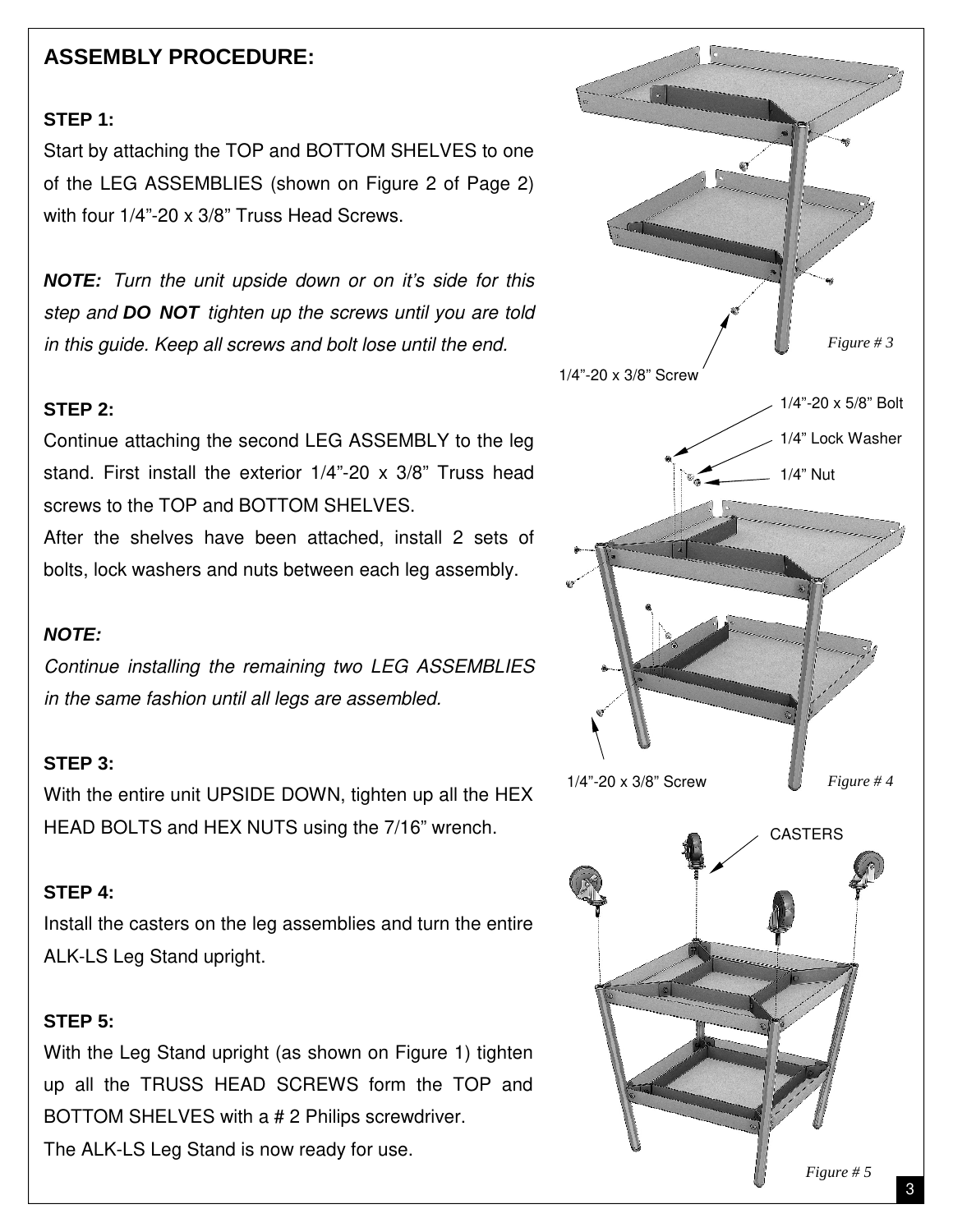# ASSEMBLY PROCEDURE:

**STEP 1:**

Start by attaching the TOP and BOTTOM SHELVES to one of the LEG ASSEMBLIES (shown on Figure 2 of Page 2) with four 1/4"-20 x 3/8" Truss Head Screws.

***NOTE:*** *Turn the unit upside down or on it's side for this step and* ***DO NOT*** *tighten up the screws until you are told in this guide. Keep all screws and bolt lose until the end.*

1/4"-20 x 3/8" Screw

Figure # 3

**STEP 2:**

Continue attaching the second LEG ASSEMBLY to the leg stand. First install the exterior 1/4"-20 x 3/8" Truss head screws to the TOP and BOTTOM SHELVES.

After the shelves have been attached, install 2 sets of bolts, lock washers and nuts between each leg assembly.

***NOTE:***

*Continue installing the remaining two LEG ASSEMBLIES in the same fashion until all legs are assembled.*

1/4"-20 x 5/8" Bolt

1/4" Lock Washer

1/4" Nut

1/4"-20 x 3/8" Screw

Figure # 4

**STEP 3:**

With the entire unit UPSIDE DOWN, tighten up all the HEX HEAD BOLTS and HEX NUTS using the 7/16" wrench.

**STEP 4:**

Install the casters on the leg assemblies and turn the entire ALK-LS Leg Stand upright.

**STEP 5:**

With the Leg Stand upright (as shown on Figure 1) tighten up all the TRUSS HEAD SCREWS form the TOP and BOTTOM SHELVES with a # 2 Philips screwdriver.

The ALK-LS Leg Stand is now ready for use.

CASTERS

Figure # 5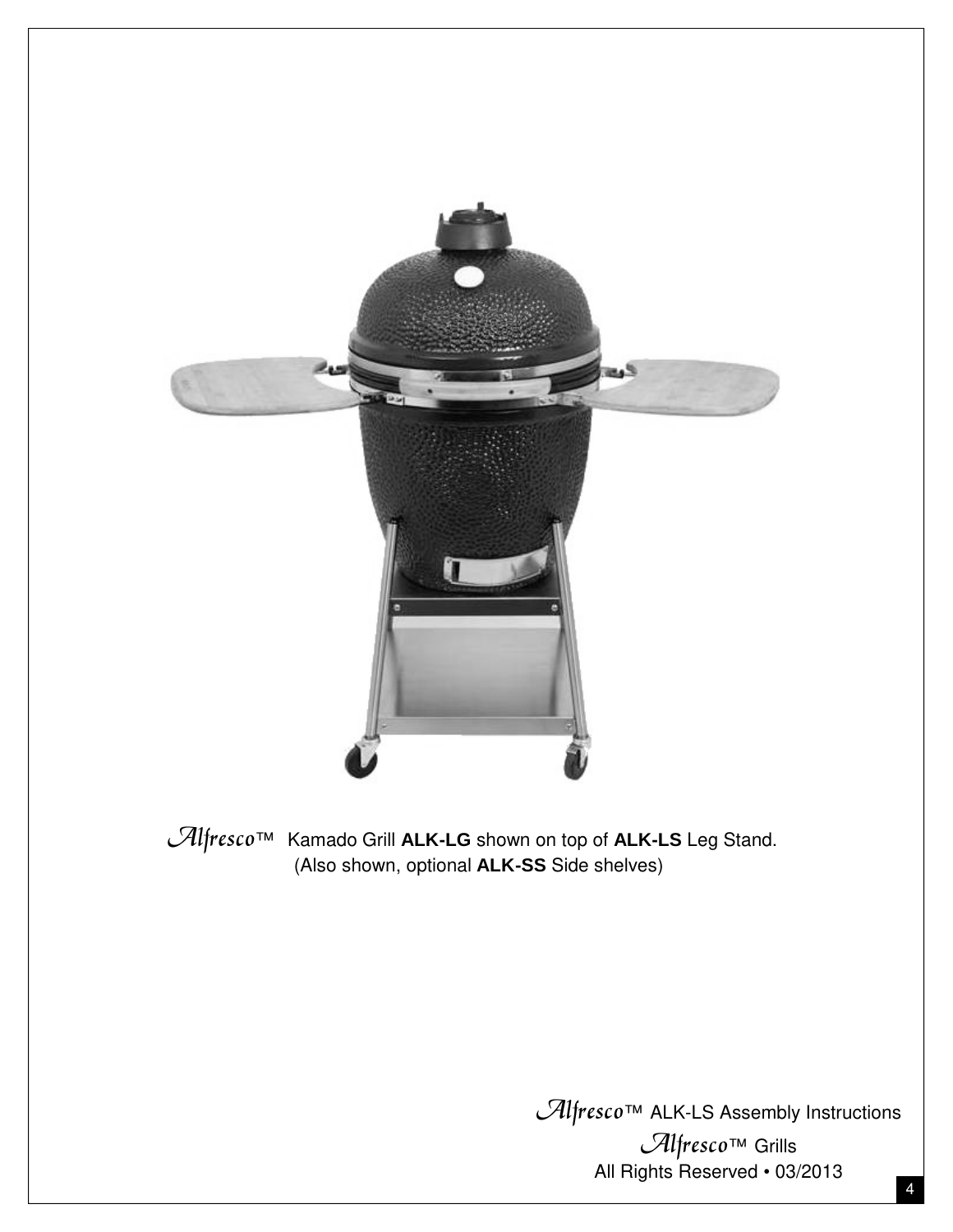*Alfresco*™ Kamado Grill **ALK-LG** shown on top of **ALK-LS** Leg Stand.
(Also shown, optional **ALK-SS** Side shelves)

*Alfresco*™ ALK-LS Assembly Instructions
*Alfresco*™ Grills
All Rights Reserved • 03/2013